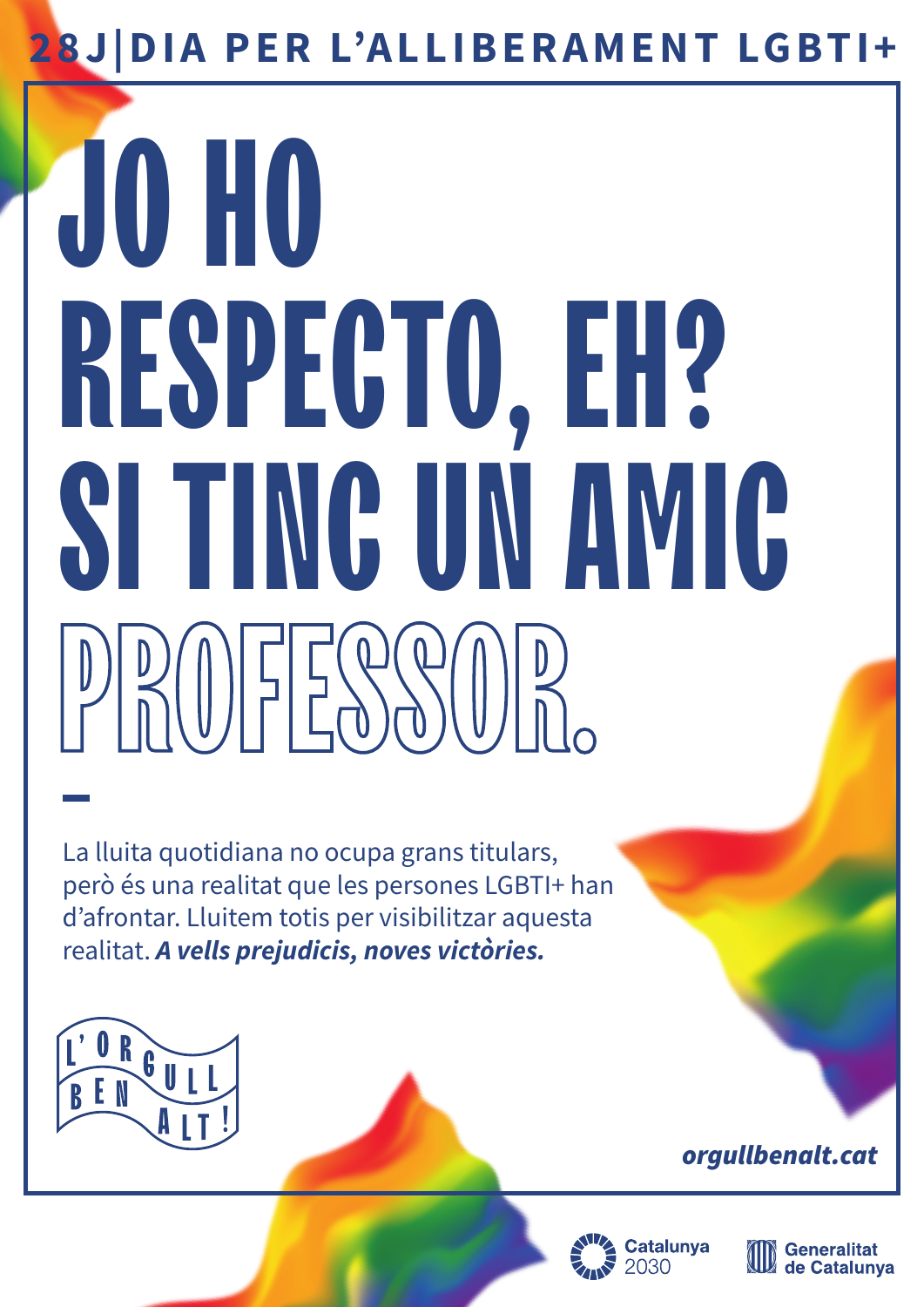**28J|DIA PER L'ALLIBERAMENT LGBTI+**

# JO HO RESPECTO, EH? SI TINC UN AMIC PROFESSOR.

–

La lluita quotidiana no ocupa grans titulars, però és una realitat que les persones LGBTI+ han d'afrontar. Lluitem totis per visibilitzar aquesta realitat. ***A vells prejudicis, noves victòries.***

L'ORGULL BEN ALT!

***orgullbenalt.cat***

Catalunya 2030

Generalitat de Catalunya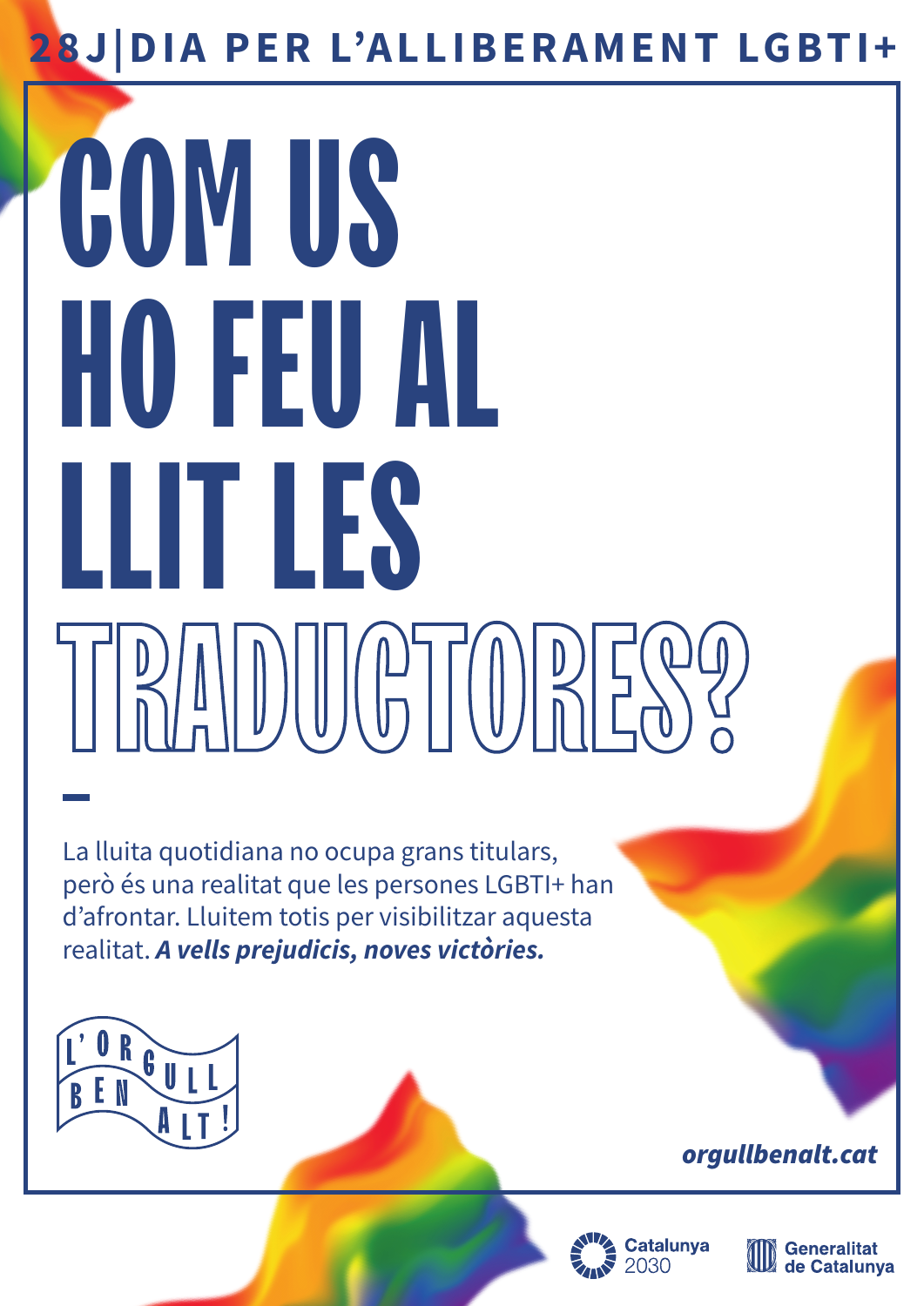28J|DIA PER L'ALLIBERAMENT LGBTI+

# COM US HO FEU AL LLIT LES TRADUCTORES?

–

La lluita quotidiana no ocupa grans titulars, però és una realitat que les persones LGBTI+ han d'afrontar. Lluitem totis per visibilitzar aquesta realitat. ***A vells prejudicis, noves victòries.***

L'ORGULL BEN ALT!

***orgullbenalt.cat***

Catalunya 2030

Generalitat de Catalunya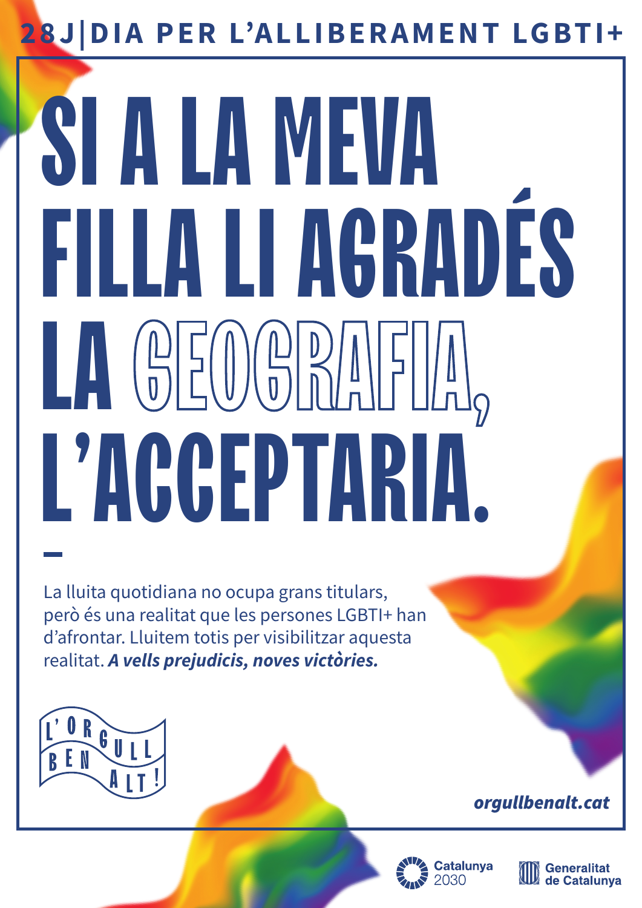**28J|DIA PER L'ALLIBERAMENT LGBTI+**

# SI A LA MEVA FILLA LI AGRADÉS LA GEOGRAFIA, L'ACCEPTARIA.

La lluita quotidiana no ocupa grans titulars, però és una realitat que les persones LGBTI+ han d'afrontar. Lluitem totis per visibilitzar aquesta realitat. ***A vells prejudicis, noves victòries.***

L'ORGULL BEN ALT!

***orgullbenalt.cat***

Catalunya 2030

Generalitat de Catalunya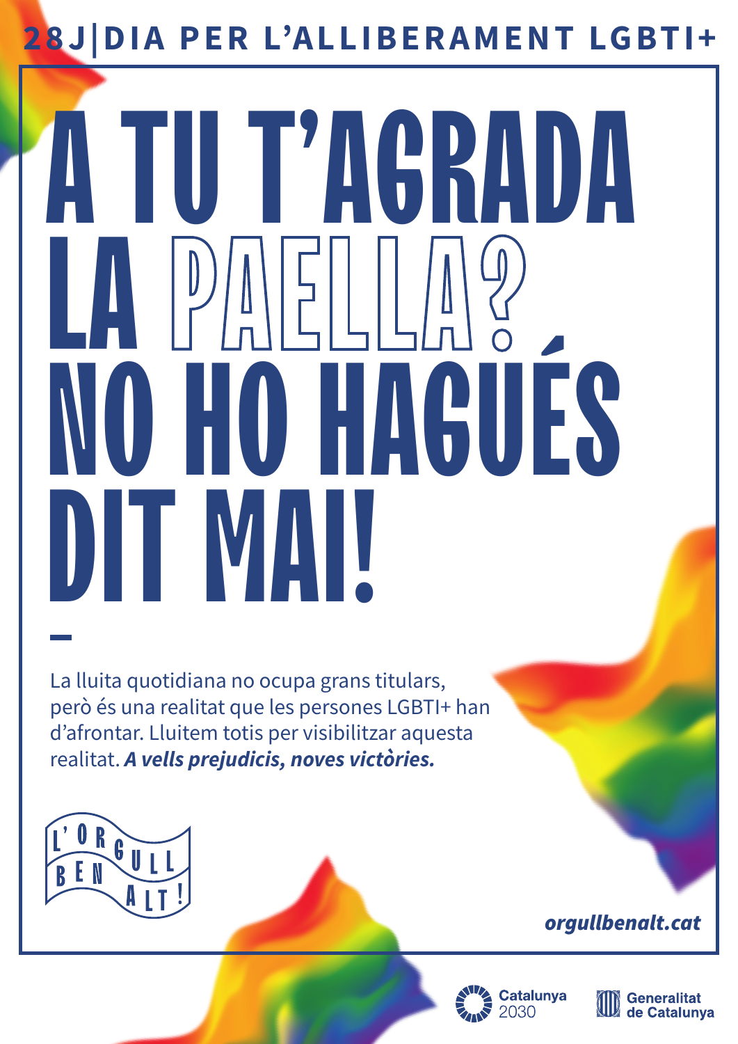28J|DIA PER L'ALLIBERAMENT LGBTI+

# A TU T'AGRADA LA PAELLA? NO HO HAGUÉS DIT MAI!

–

La lluita quotidiana no ocupa grans titulars, però és una realitat que les persones LGBTI+ han d'afrontar. Lluitem totis per visibilitzar aquesta realitat. ***A vells prejudicis, noves victòries.***

L'ORGULL BEN ALT!

***orgullbenalt.cat***

Catalunya 2030

Generalitat de Catalunya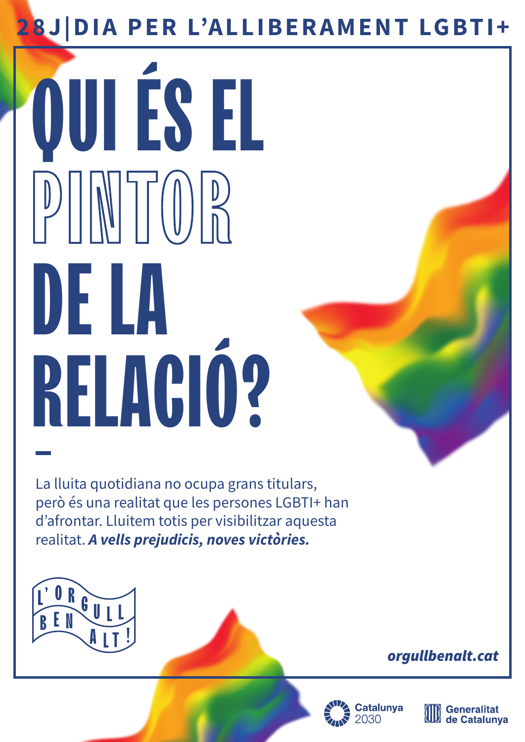28J|DIA PER L'ALLIBERAMENT LGBTI+

# QUI ÉS EL PINTOR DE LA RELACIÓ?

La lluita quotidiana no ocupa grans titulars, però és una realitat que les persones LGBTI+ han d'afrontar. Lluitem totis per visibilitzar aquesta realitat. ***A vells prejudicis, noves victòries.***

L'ORGULL BEN ALT!

***orgullbenalt.cat***

Catalunya 2030

Generalitat de Catalunya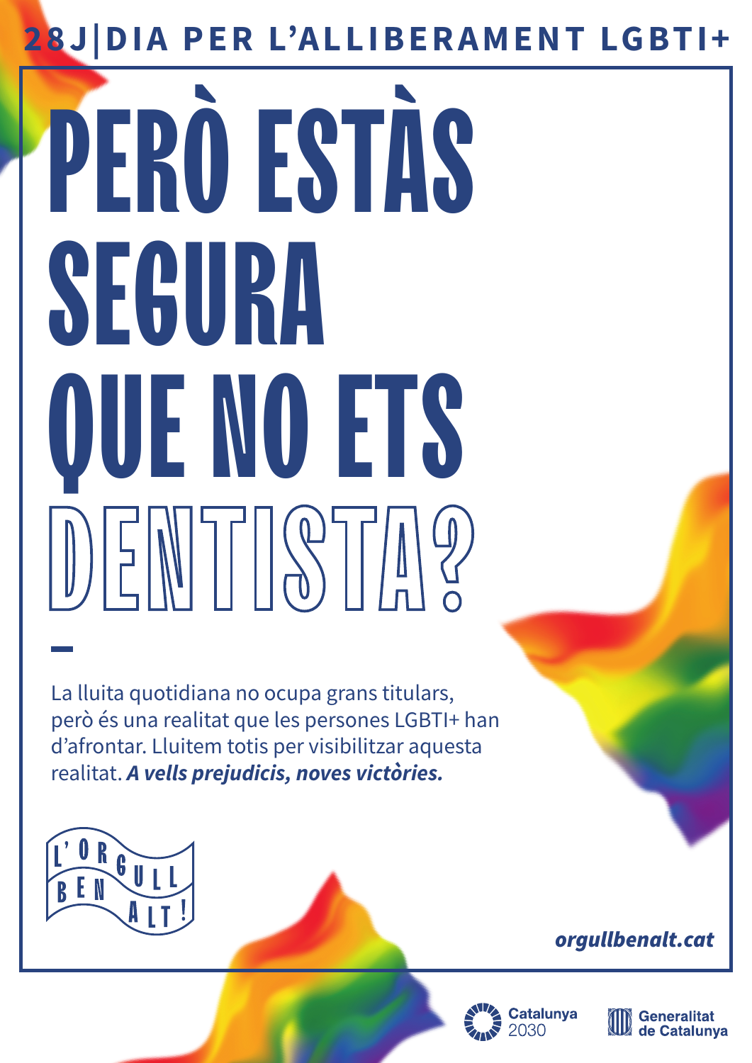**28J|DIA PER L'ALLIBERAMENT LGBTI+**

# PERÒ ESTÀS SEGURA QUE NO ETS DENTISTA?

—

La lluita quotidiana no ocupa grans titulars, però és una realitat que les persones LGBTI+ han d'afrontar. Lluitem totis per visibilitzar aquesta realitat. ***A vells prejudicis, noves victòries.***

L'ORGULL BEN ALT!

***orgullbenalt.cat***

Catalunya 2030

Generalitat de Catalunya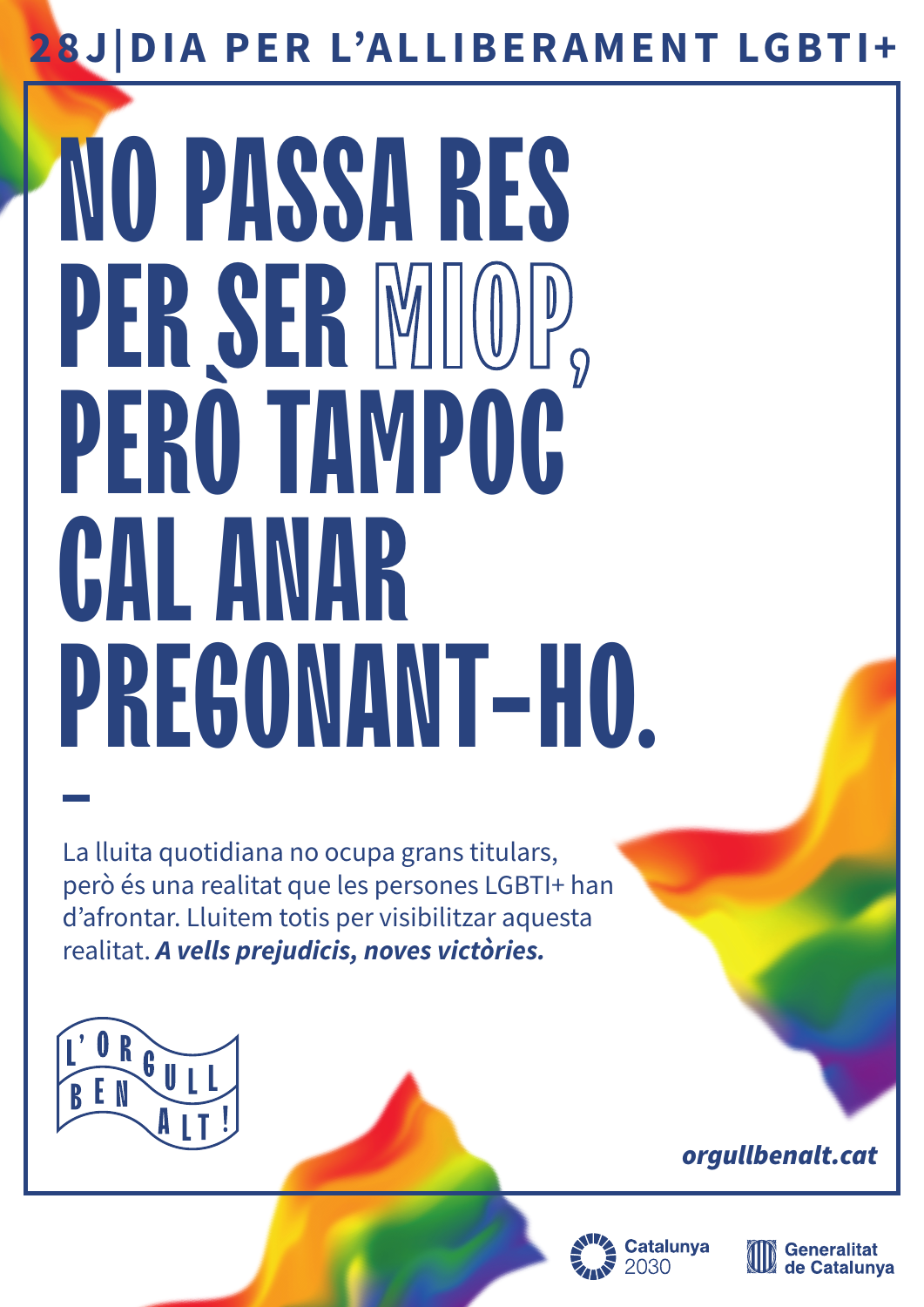**28J|DIA PER L'ALLIBERAMENT LGBTI+**

# NO PASSA RES PER SER MIOP, PERÒ TAMPOC CAL ANAR PREGONANT-HO.

–

La lluita quotidiana no ocupa grans titulars, però és una realitat que les persones LGBTI+ han d'afrontar. Lluitem totis per visibilitzar aquesta realitat. ***A vells prejudicis, noves victòries.***

L'ORGULL BEN ALT!

***orgullbenalt.cat***

Catalunya 2030

Generalitat de Catalunya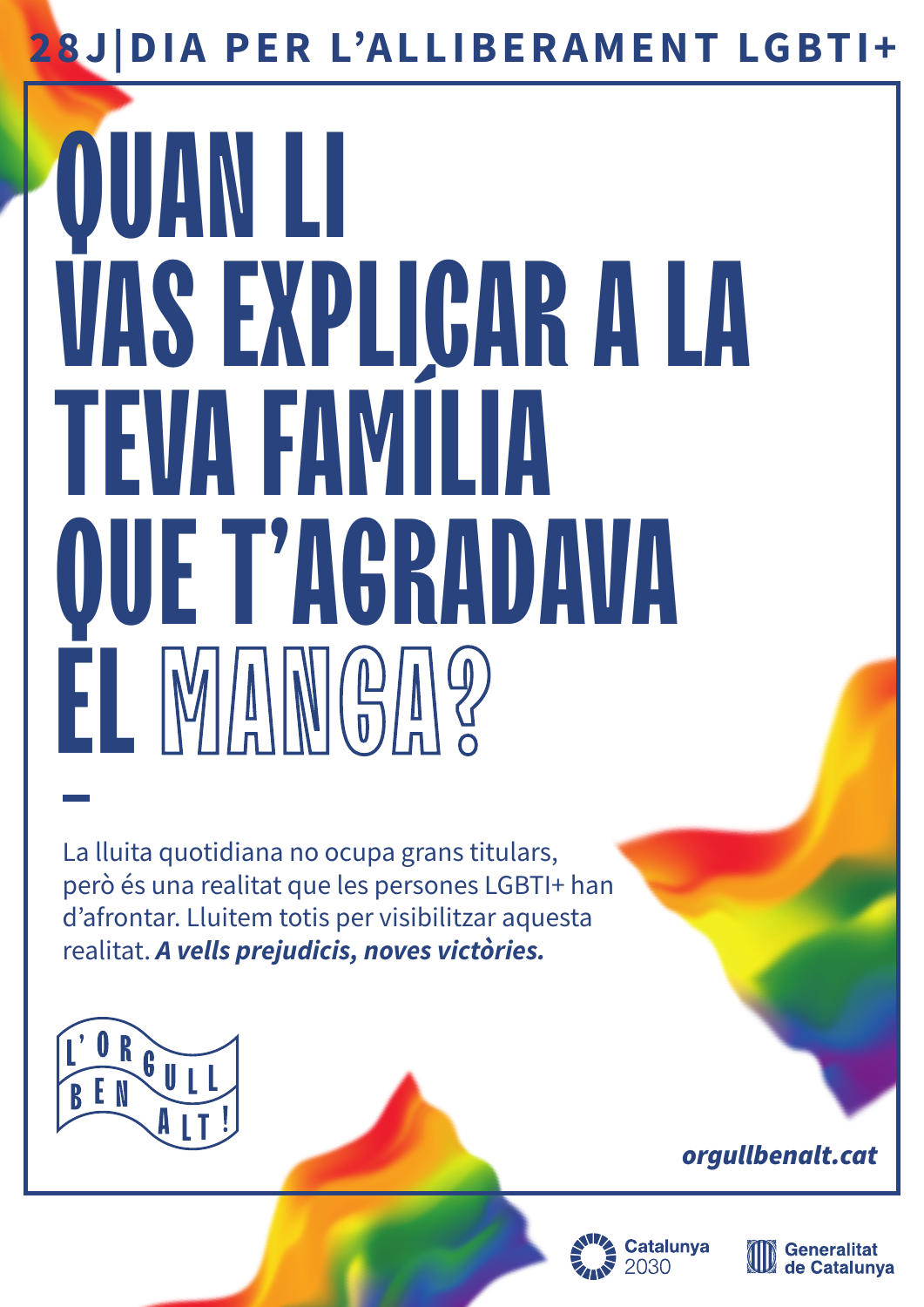28J|DIA PER L'ALLIBERAMENT LGBTI+

# QUAN LI VAS EXPLICAR A LA TEVA FAMÍLIA QUE T'AGRADAVA EL MANGA?

La lluita quotidiana no ocupa grans titulars, però és una realitat que les persones LGBTI+ han d'afrontar. Lluitem totis per visibilitzar aquesta realitat. ***A vells prejudicis, noves victòries.***

L'ORGULL BEN ALT!

***orgullbenalt.cat***

Catalunya 2030

Generalitat de Catalunya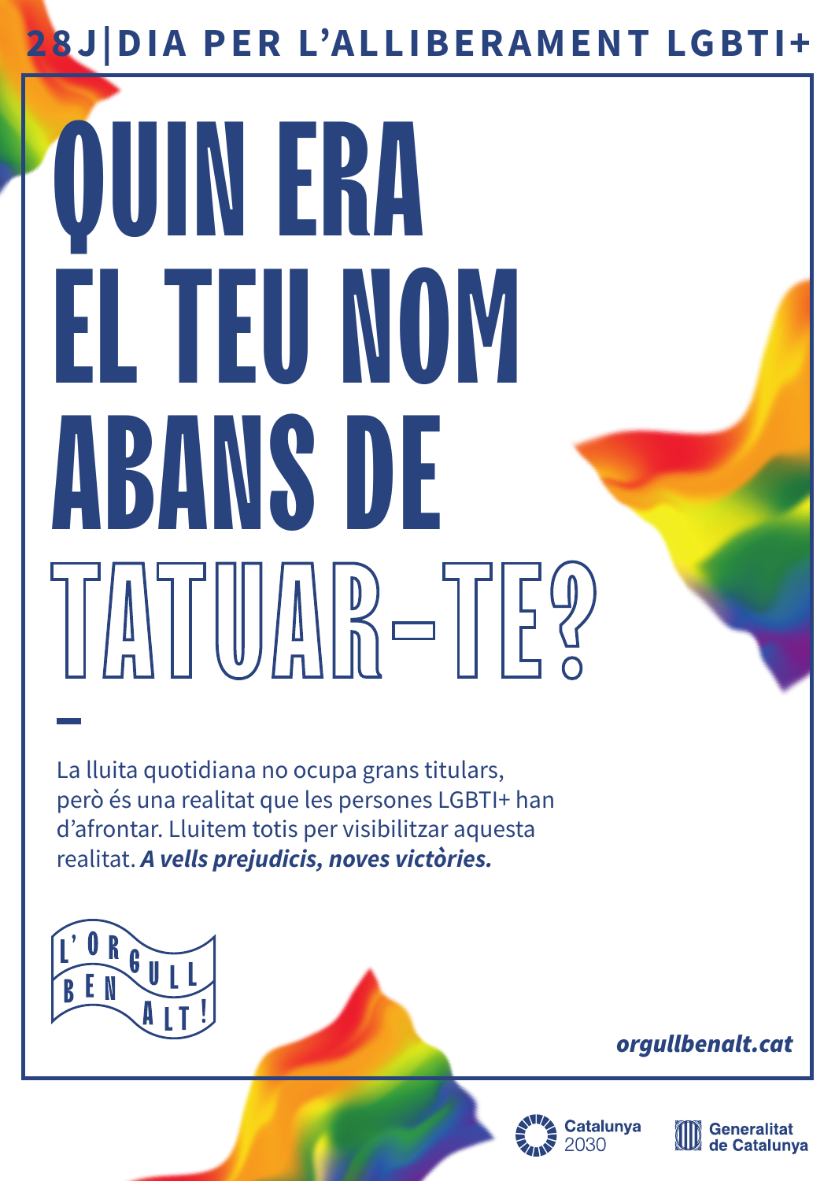28J|DIA PER L'ALLIBERAMENT LGBTI+

# QUIN ERA EL TEU NOM ABANS DE TATUAR-TE?

La lluita quotidiana no ocupa grans titulars, però és una realitat que les persones LGBTI+ han d'afrontar. Lluitem totis per visibilitzar aquesta realitat. ***A vells prejudicis, noves victòries.***

L'ORGULL BEN ALT!

***orgullbenalt.cat***

Catalunya 2030

Generalitat de Catalunya